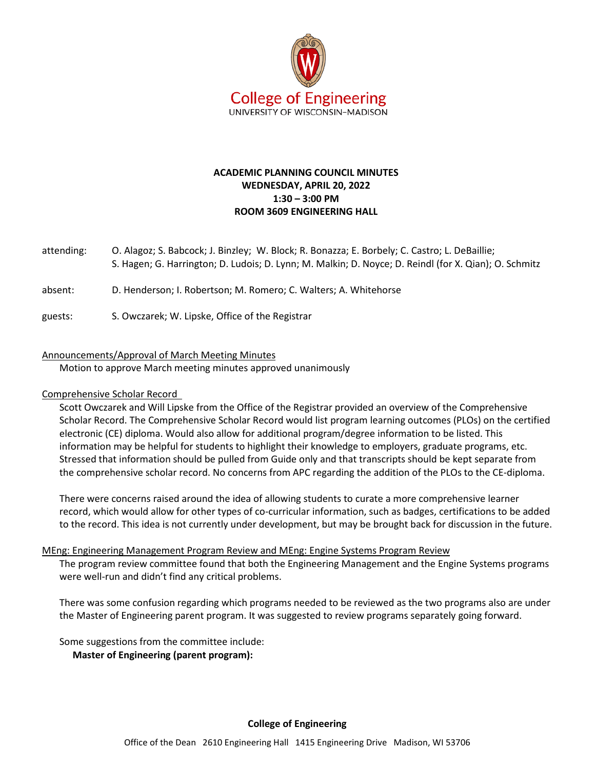College of Engineering
UNIVERSITY OF WISCONSIN–MADISON

**ACADEMIC PLANNING COUNCIL MINUTES**
**WEDNESDAY, APRIL 20, 2022**
**1:30 – 3:00 PM**
**ROOM 3609 ENGINEERING HALL**

attending: O. Alagoz; S. Babcock; J. Binzley; W. Block; R. Bonazza; E. Borbely; C. Castro; L. DeBaillie; S. Hagen; G. Harrington; D. Ludois; D. Lynn; M. Malkin; D. Noyce; D. Reindl (for X. Qian); O. Schmitz

absent: D. Henderson; I. Robertson; M. Romero; C. Walters; A. Whitehorse

guests: S. Owczarek; W. Lipske, Office of the Registrar

Announcements/Approval of March Meeting Minutes

Motion to approve March meeting minutes approved unanimously

Comprehensive Scholar Record

Scott Owczarek and Will Lipske from the Office of the Registrar provided an overview of the Comprehensive Scholar Record. The Comprehensive Scholar Record would list program learning outcomes (PLOs) on the certified electronic (CE) diploma. Would also allow for additional program/degree information to be listed. This information may be helpful for students to highlight their knowledge to employers, graduate programs, etc. Stressed that information should be pulled from Guide only and that transcripts should be kept separate from the comprehensive scholar record. No concerns from APC regarding the addition of the PLOs to the CE-diploma.

There were concerns raised around the idea of allowing students to curate a more comprehensive learner record, which would allow for other types of co-curricular information, such as badges, certifications to be added to the record. This idea is not currently under development, but may be brought back for discussion in the future.

MEng: Engineering Management Program Review and MEng: Engine Systems Program Review

The program review committee found that both the Engineering Management and the Engine Systems programs were well-run and didn't find any critical problems.

There was some confusion regarding which programs needed to be reviewed as the two programs also are under the Master of Engineering parent program. It was suggested to review programs separately going forward.

Some suggestions from the committee include:

**Master of Engineering (parent program):**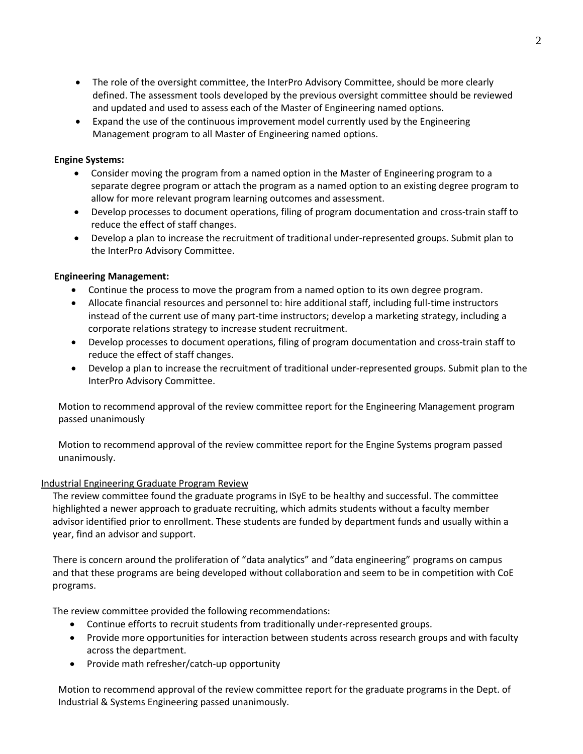- The role of the oversight committee, the InterPro Advisory Committee, should be more clearly defined. The assessment tools developed by the previous oversight committee should be reviewed and updated and used to assess each of the Master of Engineering named options.
- Expand the use of the continuous improvement model currently used by the Engineering Management program to all Master of Engineering named options.

**Engine Systems:**

- Consider moving the program from a named option in the Master of Engineering program to a separate degree program or attach the program as a named option to an existing degree program to allow for more relevant program learning outcomes and assessment.
- Develop processes to document operations, filing of program documentation and cross-train staff to reduce the effect of staff changes.
- Develop a plan to increase the recruitment of traditional under-represented groups. Submit plan to the InterPro Advisory Committee.

**Engineering Management:**

- Continue the process to move the program from a named option to its own degree program.
- Allocate financial resources and personnel to: hire additional staff, including full-time instructors instead of the current use of many part-time instructors; develop a marketing strategy, including a corporate relations strategy to increase student recruitment.
- Develop processes to document operations, filing of program documentation and cross-train staff to reduce the effect of staff changes.
- Develop a plan to increase the recruitment of traditional under-represented groups. Submit plan to the InterPro Advisory Committee.

Motion to recommend approval of the review committee report for the Engineering Management program passed unanimously

Motion to recommend approval of the review committee report for the Engine Systems program passed unanimously.

<u>Industrial Engineering Graduate Program Review</u>

The review committee found the graduate programs in ISyE to be healthy and successful. The committee highlighted a newer approach to graduate recruiting, which admits students without a faculty member advisor identified prior to enrollment. These students are funded by department funds and usually within a year, find an advisor and support.

There is concern around the proliferation of "data analytics" and "data engineering" programs on campus and that these programs are being developed without collaboration and seem to be in competition with CoE programs.

The review committee provided the following recommendations:

- Continue efforts to recruit students from traditionally under-represented groups.
- Provide more opportunities for interaction between students across research groups and with faculty across the department.
- Provide math refresher/catch-up opportunity

Motion to recommend approval of the review committee report for the graduate programs in the Dept. of Industrial & Systems Engineering passed unanimously.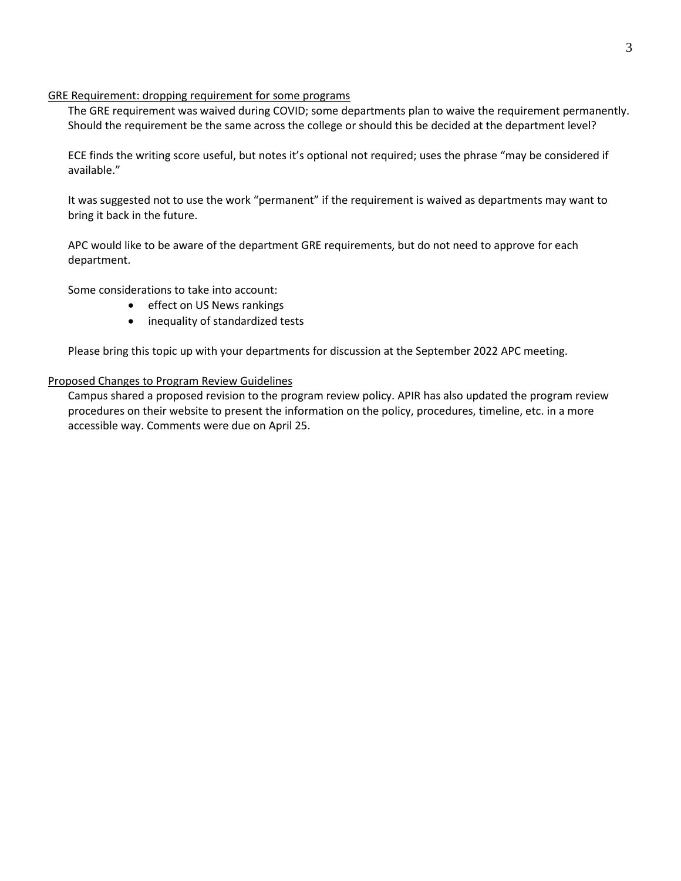<u>GRE Requirement: dropping requirement for some programs</u>

The GRE requirement was waived during COVID; some departments plan to waive the requirement permanently. Should the requirement be the same across the college or should this be decided at the department level?

ECE finds the writing score useful, but notes it's optional not required; uses the phrase "may be considered if available."

It was suggested not to use the work "permanent" if the requirement is waived as departments may want to bring it back in the future.

APC would like to be aware of the department GRE requirements, but do not need to approve for each department.

Some considerations to take into account:

- effect on US News rankings
- inequality of standardized tests

Please bring this topic up with your departments for discussion at the September 2022 APC meeting.

<u>Proposed Changes to Program Review Guidelines</u>

Campus shared a proposed revision to the program review policy. APIR has also updated the program review procedures on their website to present the information on the policy, procedures, timeline, etc. in a more accessible way. Comments were due on April 25.